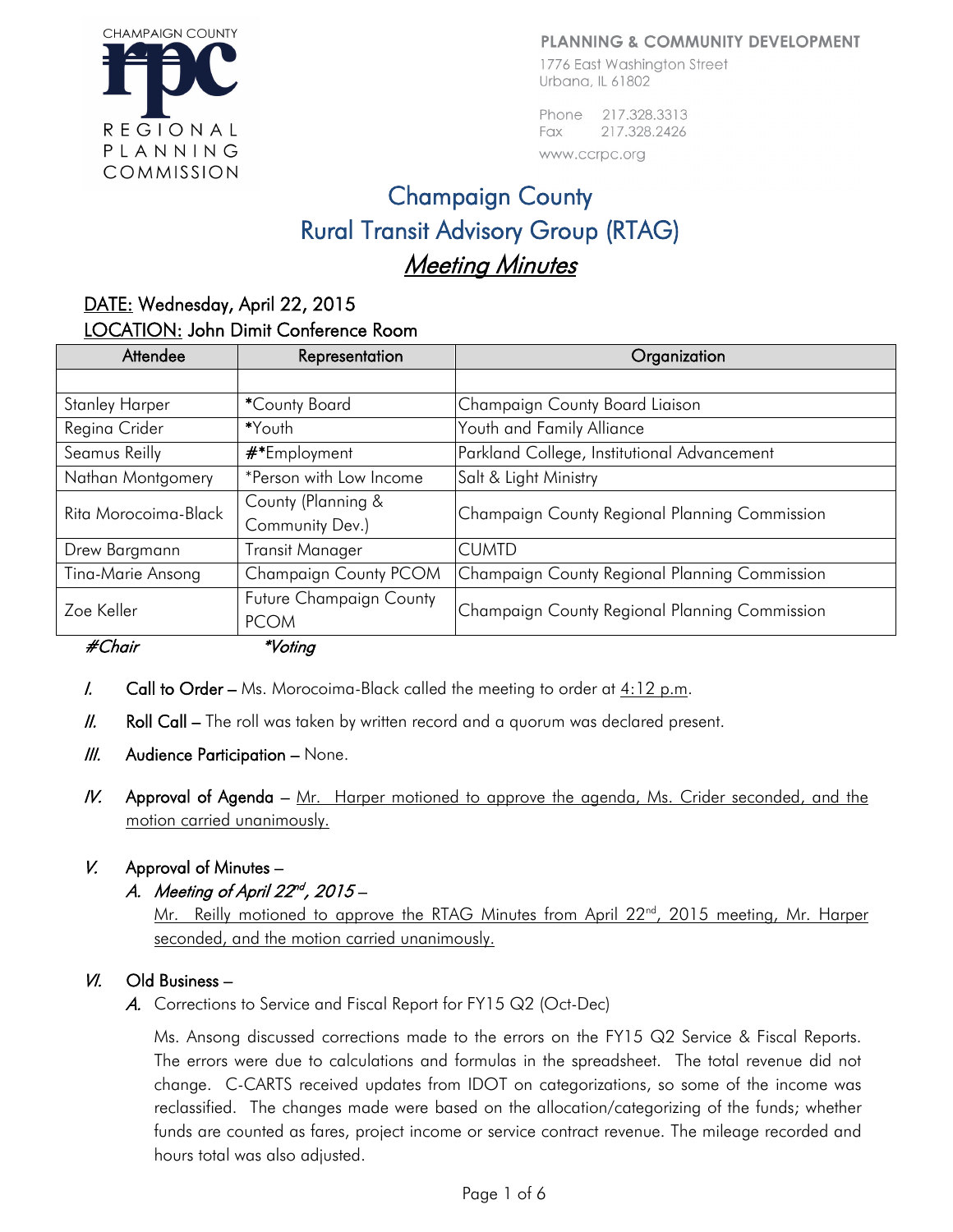CHAMPAIGN COUNTY RPC REGIONAL PLANNING COMMISSION

PLANNING & COMMUNITY DEVELOPMENT
1776 East Washington Street
Urbana, IL 61802

Phone 217.328.3313
Fax 217.328.2426
www.ccrpc.org

# Champaign County
# Rural Transit Advisory Group (RTAG)
## *Meeting Minutes*

**DATE:** Wednesday, April 22, 2015
**LOCATION:** John Dimit Conference Room

| Attendee | Representation | Organization |
|---|---|---|
| | | |
| Stanley Harper | *County Board | Champaign County Board Liaison |
| Regina Crider | *Youth | Youth and Family Alliance |
| Seamus Reilly | #*Employment | Parkland College, Institutional Advancement |
| Nathan Montgomery | *Person with Low Income | Salt & Light Ministry |
| Rita Morocoima-Black | County (Planning & Community Dev.) | Champaign County Regional Planning Commission |
| Drew Bargmann | Transit Manager | CUMTD |
| Tina-Marie Ansong | Champaign County PCOM | Champaign County Regional Planning Commission |
| Zoe Keller | Future Champaign County PCOM | Champaign County Regional Planning Commission |

*#Chair* *\*Voting*

*I.* **Call to Order –** Ms. Morocoima-Black called the meeting to order at 4:12 p.m.

*II.* **Roll Call –** The roll was taken by written record and a quorum was declared present.

*III.* **Audience Participation –** None.

*IV.* **Approval of Agenda –** Mr. Harper motioned to approve the agenda, Ms. Crider seconded, and the motion carried unanimously.

## *V.* Approval of Minutes –

### *A. Meeting of April 22nd, 2015 –*

Mr. Reilly motioned to approve the RTAG Minutes from April 22nd, 2015 meeting, Mr. Harper seconded, and the motion carried unanimously.

## *VI.* Old Business –

*A.* Corrections to Service and Fiscal Report for FY15 Q2 (Oct-Dec)

Ms. Ansong discussed corrections made to the errors on the FY15 Q2 Service & Fiscal Reports. The errors were due to calculations and formulas in the spreadsheet. The total revenue did not change. C-CARTS received updates from IDOT on categorizations, so some of the income was reclassified. The changes made were based on the allocation/categorizing of the funds; whether funds are counted as fares, project income or service contract revenue. The mileage recorded and hours total was also adjusted.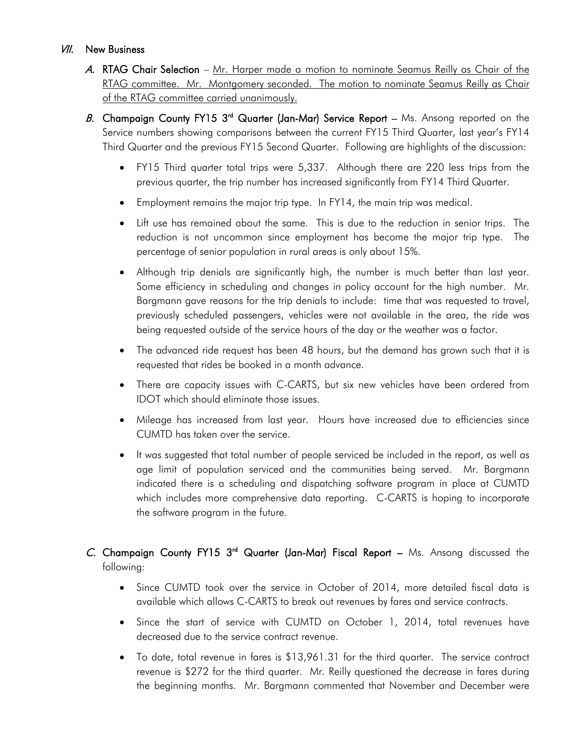## *VII.* New Business

*A.* **RTAG Chair Selection** – Mr. Harper made a motion to nominate Seamus Reilly as Chair of the RTAG committee. Mr. Montgomery seconded. The motion to nominate Seamus Reilly as Chair of the RTAG committee carried unanimously.

*B.* **Champaign County FY15 3rd Quarter (Jan-Mar) Service Report** – Ms. Ansong reported on the Service numbers showing comparisons between the current FY15 Third Quarter, last year's FY14 Third Quarter and the previous FY15 Second Quarter. Following are highlights of the discussion:

- FY15 Third quarter total trips were 5,337. Although there are 220 less trips from the previous quarter, the trip number has increased significantly from FY14 Third Quarter.
- Employment remains the major trip type. In FY14, the main trip was medical.
- Lift use has remained about the same. This is due to the reduction in senior trips. The reduction is not uncommon since employment has become the major trip type. The percentage of senior population in rural areas is only about 15%.
- Although trip denials are significantly high, the number is much better than last year. Some efficiency in scheduling and changes in policy account for the high number. Mr. Bargmann gave reasons for the trip denials to include: time that was requested to travel, previously scheduled passengers, vehicles were not available in the area, the ride was being requested outside of the service hours of the day or the weather was a factor.
- The advanced ride request has been 48 hours, but the demand has grown such that it is requested that rides be booked in a month advance.
- There are capacity issues with C-CARTS, but six new vehicles have been ordered from IDOT which should eliminate those issues.
- Mileage has increased from last year. Hours have increased due to efficiencies since CUMTD has taken over the service.
- It was suggested that total number of people serviced be included in the report, as well as age limit of population serviced and the communities being served. Mr. Bargmann indicated there is a scheduling and dispatching software program in place at CUMTD which includes more comprehensive data reporting. C-CARTS is hoping to incorporate the software program in the future.

*C.* **Champaign County FY15 3rd Quarter (Jan-Mar) Fiscal Report** – Ms. Ansong discussed the following:

- Since CUMTD took over the service in October of 2014, more detailed fiscal data is available which allows C-CARTS to break out revenues by fares and service contracts.
- Since the start of service with CUMTD on October 1, 2014, total revenues have decreased due to the service contract revenue.
- To date, total revenue in fares is $13,961.31 for the third quarter. The service contract revenue is $272 for the third quarter. Mr. Reilly questioned the decrease in fares during the beginning months. Mr. Bargmann commented that November and December were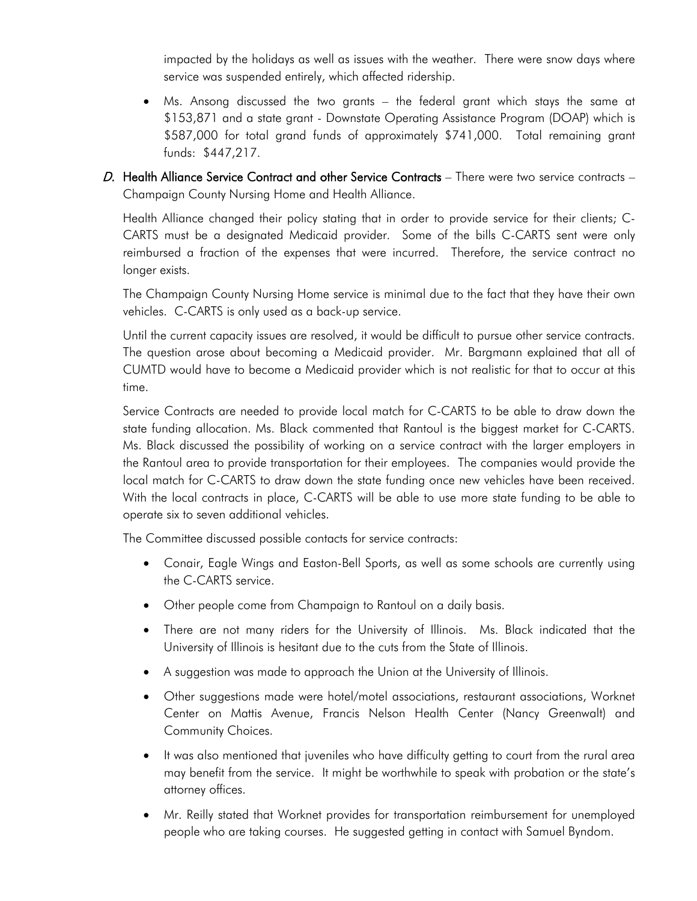impacted by the holidays as well as issues with the weather. There were snow days where service was suspended entirely, which affected ridership.

- Ms. Ansong discussed the two grants – the federal grant which stays the same at $153,871 and a state grant - Downstate Operating Assistance Program (DOAP) which is $587,000 for total grand funds of approximately $741,000. Total remaining grant funds: $447,217.

*D.* **Health Alliance Service Contract and other Service Contracts** – There were two service contracts – Champaign County Nursing Home and Health Alliance.

Health Alliance changed their policy stating that in order to provide service for their clients; C-CARTS must be a designated Medicaid provider. Some of the bills C-CARTS sent were only reimbursed a fraction of the expenses that were incurred. Therefore, the service contract no longer exists.

The Champaign County Nursing Home service is minimal due to the fact that they have their own vehicles. C-CARTS is only used as a back-up service.

Until the current capacity issues are resolved, it would be difficult to pursue other service contracts. The question arose about becoming a Medicaid provider. Mr. Bargmann explained that all of CUMTD would have to become a Medicaid provider which is not realistic for that to occur at this time.

Service Contracts are needed to provide local match for C-CARTS to be able to draw down the state funding allocation. Ms. Black commented that Rantoul is the biggest market for C-CARTS. Ms. Black discussed the possibility of working on a service contract with the larger employers in the Rantoul area to provide transportation for their employees. The companies would provide the local match for C-CARTS to draw down the state funding once new vehicles have been received. With the local contracts in place, C-CARTS will be able to use more state funding to be able to operate six to seven additional vehicles.

The Committee discussed possible contacts for service contracts:

- Conair, Eagle Wings and Easton-Bell Sports, as well as some schools are currently using the C-CARTS service.
- Other people come from Champaign to Rantoul on a daily basis.
- There are not many riders for the University of Illinois. Ms. Black indicated that the University of Illinois is hesitant due to the cuts from the State of Illinois.
- A suggestion was made to approach the Union at the University of Illinois.
- Other suggestions made were hotel/motel associations, restaurant associations, Worknet Center on Mattis Avenue, Francis Nelson Health Center (Nancy Greenwalt) and Community Choices.
- It was also mentioned that juveniles who have difficulty getting to court from the rural area may benefit from the service. It might be worthwhile to speak with probation or the state's attorney offices.
- Mr. Reilly stated that Worknet provides for transportation reimbursement for unemployed people who are taking courses. He suggested getting in contact with Samuel Byndom.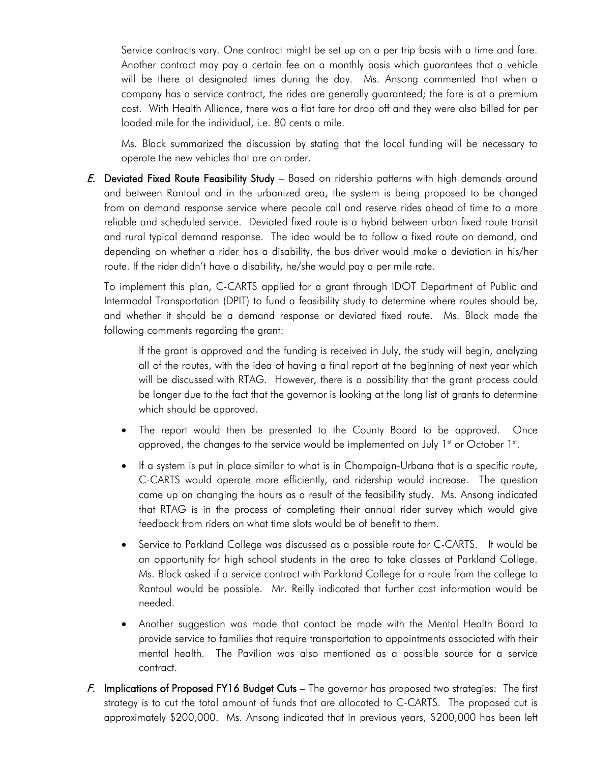Service contracts vary. One contract might be set up on a per trip basis with a time and fare. Another contract may pay a certain fee on a monthly basis which guarantees that a vehicle will be there at designated times during the day. Ms. Ansong commented that when a company has a service contract, the rides are generally guaranteed; the fare is at a premium cost. With Health Alliance, there was a flat fare for drop off and they were also billed for per loaded mile for the individual, i.e. 80 cents a mile.

Ms. Black summarized the discussion by stating that the local funding will be necessary to operate the new vehicles that are on order.

*E.* **Deviated Fixed Route Feasibility Study** – Based on ridership patterns with high demands around and between Rantoul and in the urbanized area, the system is being proposed to be changed from on demand response service where people call and reserve rides ahead of time to a more reliable and scheduled service. Deviated fixed route is a hybrid between urban fixed route transit and rural typical demand response. The idea would be to follow a fixed route on demand, and depending on whether a rider has a disability, the bus driver would make a deviation in his/her route. If the rider didn't have a disability, he/she would pay a per mile rate.

To implement this plan, C-CARTS applied for a grant through IDOT Department of Public and Intermodal Transportation (DPIT) to fund a feasibility study to determine where routes should be, and whether it should be a demand response or deviated fixed route. Ms. Black made the following comments regarding the grant:

If the grant is approved and the funding is received in July, the study will begin, analyzing all of the routes, with the idea of having a final report at the beginning of next year which will be discussed with RTAG. However, there is a possibility that the grant process could be longer due to the fact that the governor is looking at the long list of grants to determine which should be approved.

- The report would then be presented to the County Board to be approved. Once approved, the changes to the service would be implemented on July 1st or October 1st.
- If a system is put in place similar to what is in Champaign-Urbana that is a specific route, C-CARTS would operate more efficiently, and ridership would increase. The question came up on changing the hours as a result of the feasibility study. Ms. Ansong indicated that RTAG is in the process of completing their annual rider survey which would give feedback from riders on what time slots would be of benefit to them.
- Service to Parkland College was discussed as a possible route for C-CARTS. It would be an opportunity for high school students in the area to take classes at Parkland College. Ms. Black asked if a service contract with Parkland College for a route from the college to Rantoul would be possible. Mr. Reilly indicated that further cost information would be needed.
- Another suggestion was made that contact be made with the Mental Health Board to provide service to families that require transportation to appointments associated with their mental health. The Pavilion was also mentioned as a possible source for a service contract.

*F.* **Implications of Proposed FY16 Budget Cuts** – The governor has proposed two strategies: The first strategy is to cut the total amount of funds that are allocated to C-CARTS. The proposed cut is approximately $200,000. Ms. Ansong indicated that in previous years, $200,000 has been left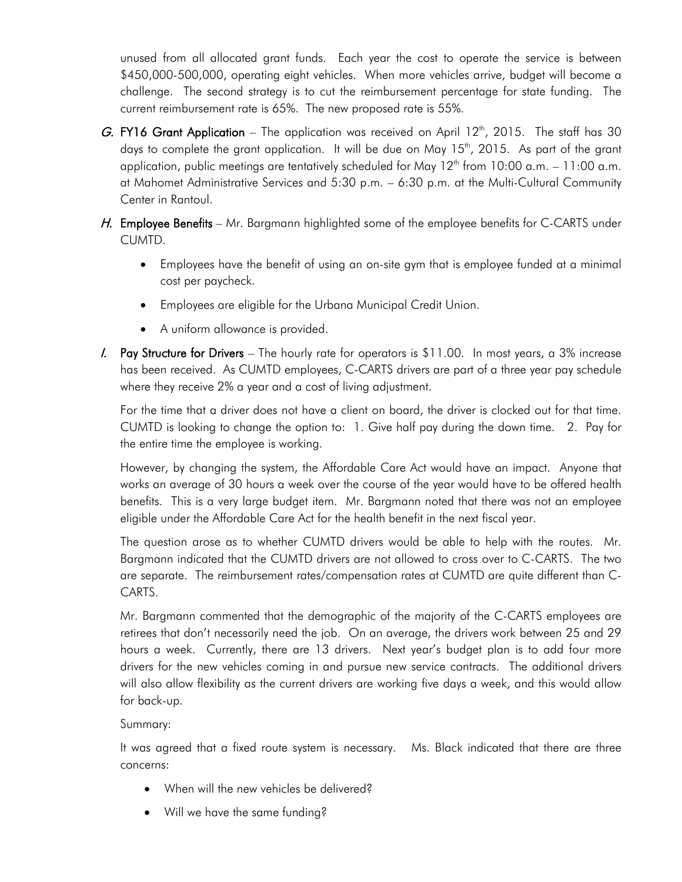unused from all allocated grant funds. Each year the cost to operate the service is between \$450,000-500,000, operating eight vehicles. When more vehicles arrive, budget will become a challenge. The second strategy is to cut the reimbursement percentage for state funding. The current reimbursement rate is 65%. The new proposed rate is 55%.

*G.* **FY16 Grant Application** – The application was received on April 12th, 2015. The staff has 30 days to complete the grant application. It will be due on May 15th, 2015. As part of the grant application, public meetings are tentatively scheduled for May 12th from 10:00 a.m. – 11:00 a.m. at Mahomet Administrative Services and 5:30 p.m. – 6:30 p.m. at the Multi-Cultural Community Center in Rantoul.

*H.* **Employee Benefits** – Mr. Bargmann highlighted some of the employee benefits for C-CARTS under CUMTD.

- Employees have the benefit of using an on-site gym that is employee funded at a minimal cost per paycheck.
- Employees are eligible for the Urbana Municipal Credit Union.
- A uniform allowance is provided.

*I.* **Pay Structure for Drivers** – The hourly rate for operators is \$11.00. In most years, a 3% increase has been received. As CUMTD employees, C-CARTS drivers are part of a three year pay schedule where they receive 2% a year and a cost of living adjustment.

For the time that a driver does not have a client on board, the driver is clocked out for that time. CUMTD is looking to change the option to: 1. Give half pay during the down time. 2. Pay for the entire time the employee is working.

However, by changing the system, the Affordable Care Act would have an impact. Anyone that works an average of 30 hours a week over the course of the year would have to be offered health benefits. This is a very large budget item. Mr. Bargmann noted that there was not an employee eligible under the Affordable Care Act for the health benefit in the next fiscal year.

The question arose as to whether CUMTD drivers would be able to help with the routes. Mr. Bargmann indicated that the CUMTD drivers are not allowed to cross over to C-CARTS. The two are separate. The reimbursement rates/compensation rates at CUMTD are quite different than C-CARTS.

Mr. Bargmann commented that the demographic of the majority of the C-CARTS employees are retirees that don't necessarily need the job. On an average, the drivers work between 25 and 29 hours a week. Currently, there are 13 drivers. Next year's budget plan is to add four more drivers for the new vehicles coming in and pursue new service contracts. The additional drivers will also allow flexibility as the current drivers are working five days a week, and this would allow for back-up.

Summary:

It was agreed that a fixed route system is necessary. Ms. Black indicated that there are three concerns:

- When will the new vehicles be delivered?
- Will we have the same funding?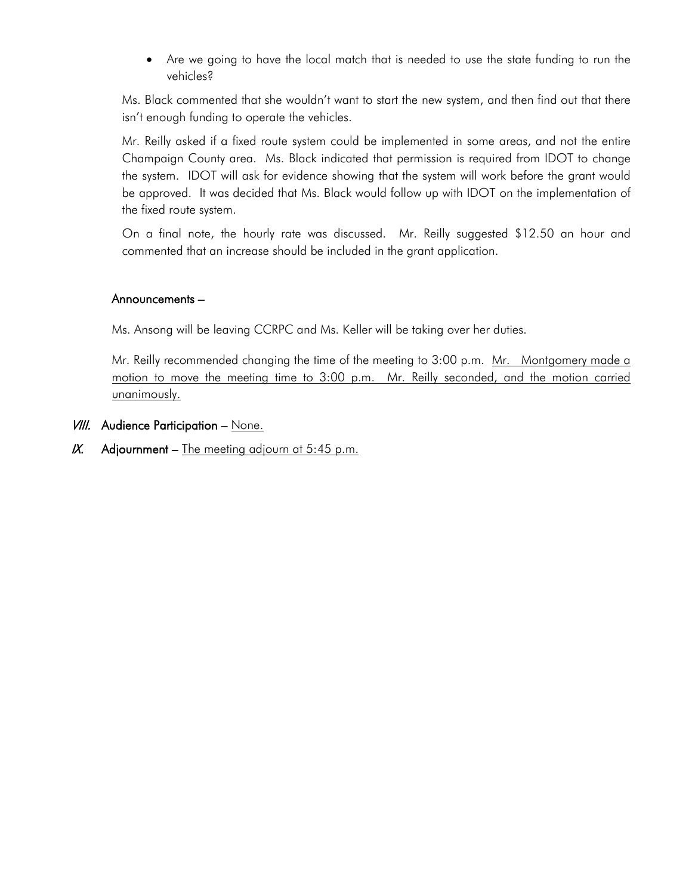- Are we going to have the local match that is needed to use the state funding to run the vehicles?

Ms. Black commented that she wouldn't want to start the new system, and then find out that there isn't enough funding to operate the vehicles.

Mr. Reilly asked if a fixed route system could be implemented in some areas, and not the entire Champaign County area. Ms. Black indicated that permission is required from IDOT to change the system. IDOT will ask for evidence showing that the system will work before the grant would be approved. It was decided that Ms. Black would follow up with IDOT on the implementation of the fixed route system.

On a final note, the hourly rate was discussed. Mr. Reilly suggested $12.50 an hour and commented that an increase should be included in the grant application.

**Announcements –**

Ms. Ansong will be leaving CCRPC and Ms. Keller will be taking over her duties.

Mr. Reilly recommended changing the time of the meeting to 3:00 p.m. Mr. Montgomery made a motion to move the meeting time to 3:00 p.m. Mr. Reilly seconded, and the motion carried unanimously.

***VIII.*** **Audience Participation –** None.

***IX.*** **Adjournment –** The meeting adjourn at 5:45 p.m.